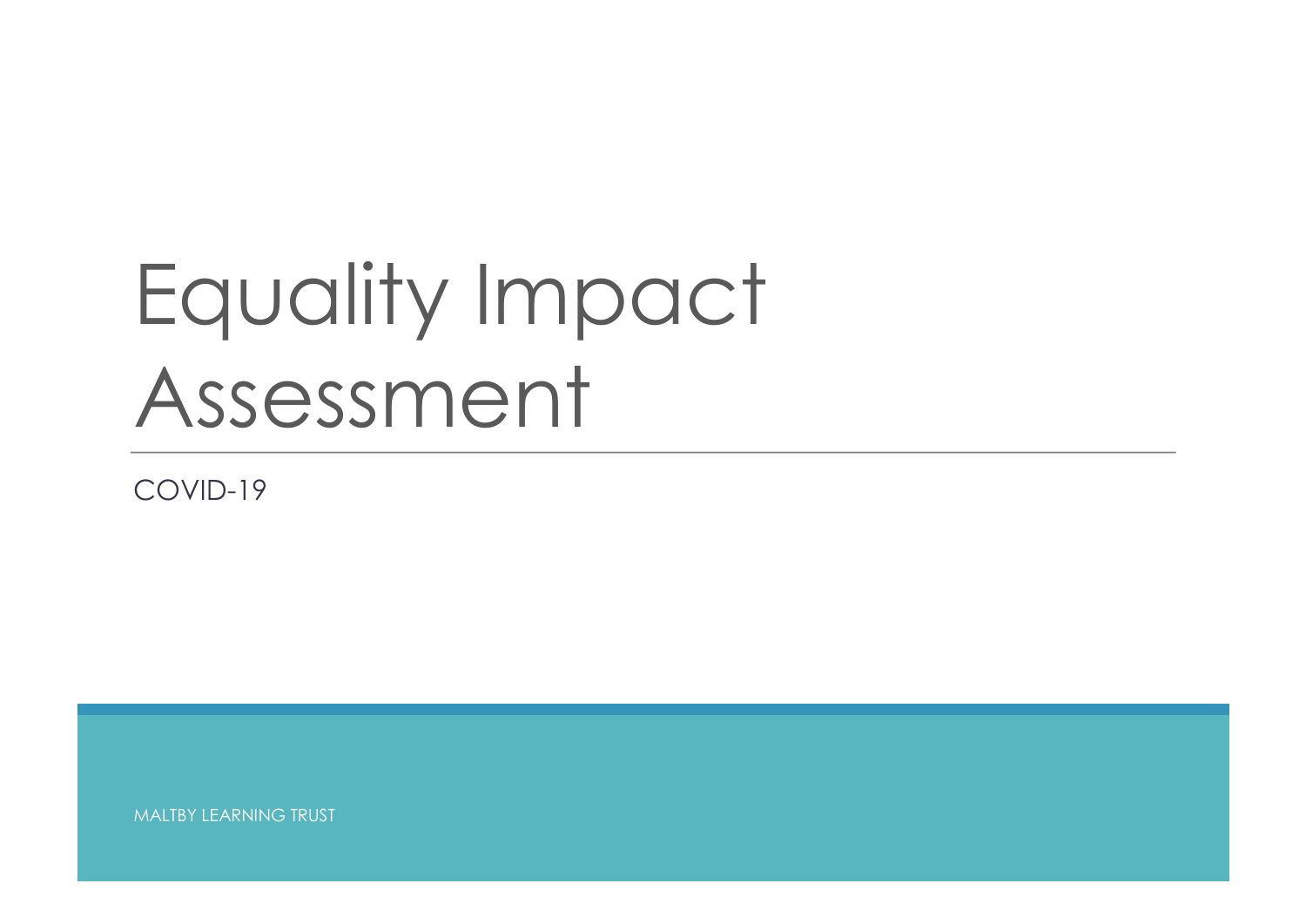# Equality Impact Assessment

COVID-19

MALTBY LEARNING TRUST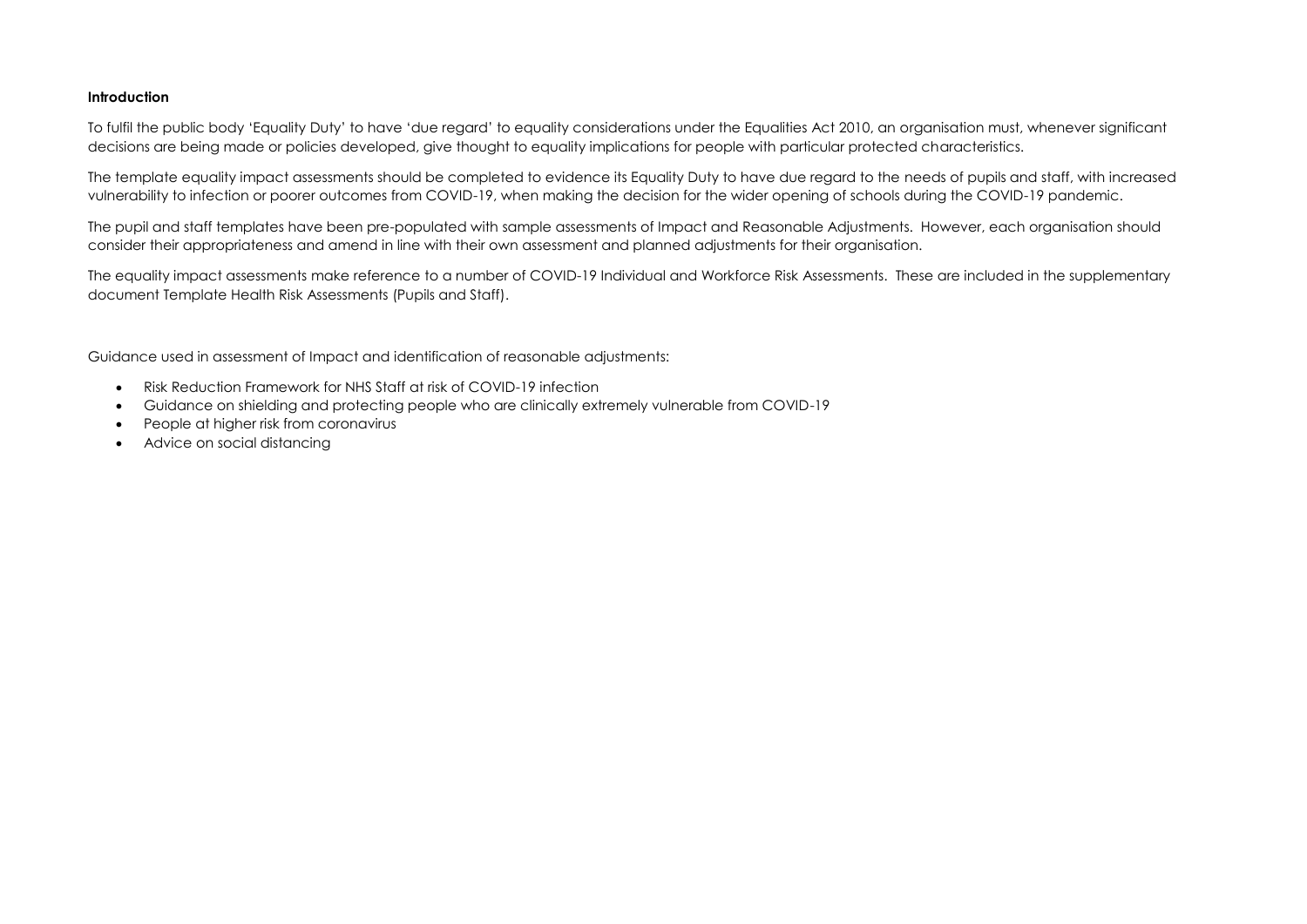**Introduction**

To fulfil the public body 'Equality Duty' to have 'due regard' to equality considerations under the Equalities Act 2010, an organisation must, whenever significant decisions are being made or policies developed, give thought to equality implications for people with particular protected characteristics.

The template equality impact assessments should be completed to evidence its Equality Duty to have due regard to the needs of pupils and staff, with increased vulnerability to infection or poorer outcomes from COVID-19, when making the decision for the wider opening of schools during the COVID-19 pandemic.

The pupil and staff templates have been pre-populated with sample assessments of Impact and Reasonable Adjustments. However, each organisation should consider their appropriateness and amend in line with their own assessment and planned adjustments for their organisation.

The equality impact assessments make reference to a number of COVID-19 Individual and Workforce Risk Assessments. These are included in the supplementary document Template Health Risk Assessments (Pupils and Staff).

Guidance used in assessment of Impact and identification of reasonable adjustments:

- Risk Reduction Framework for NHS Staff at risk of COVID-19 infection
- Guidance on shielding and protecting people who are clinically extremely vulnerable from COVID-19
- People at higher risk from coronavirus
- Advice on social distancing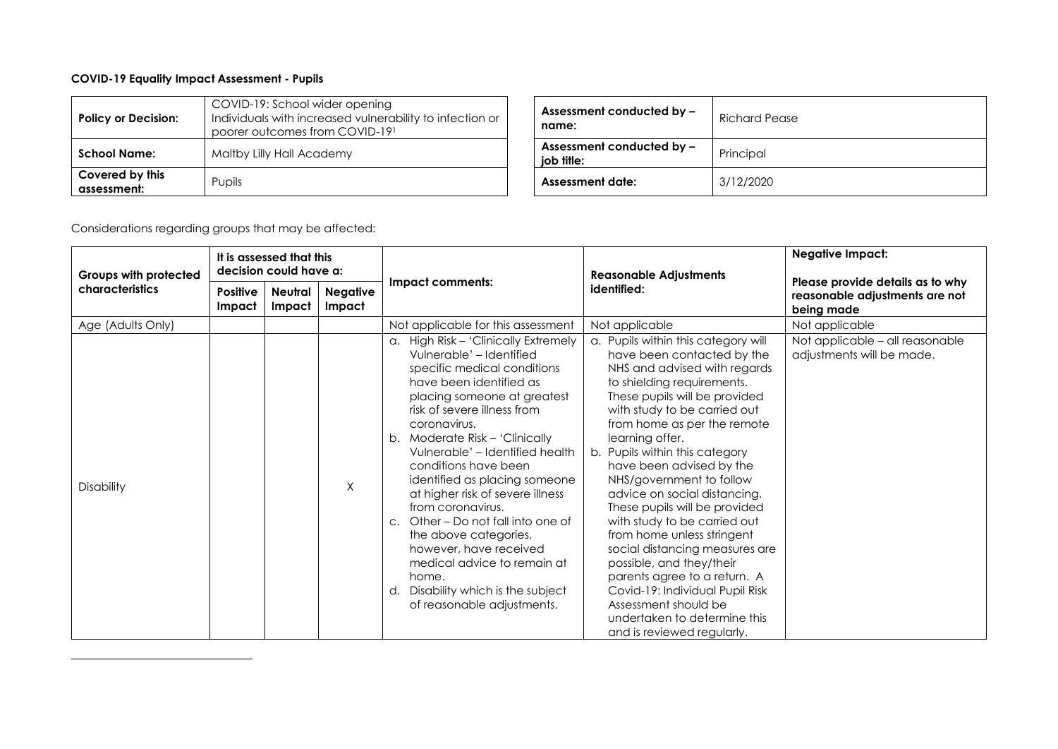**COVID-19 Equality Impact Assessment - Pupils**

| **Policy or Decision:** | COVID-19: School wider opening<br>Individuals with increased vulnerability to infection or poorer outcomes from COVID-19[1] |
|---|---|
| **School Name:** | Maltby Lilly Hall Academy |
| **Covered by this assessment:** | Pupils |

| **Assessment conducted by – name:** | Richard Pease |
|---|---|
| **Assessment conducted by – job title:** | Principal |
| **Assessment date:** | 3/12/2020 |

Considerations regarding groups that may be affected:

| **Groups with protected characteristics** | **It is assessed that this decision could have a:** | | | **Impact comments:** | **Reasonable Adjustments identified:** | **Negative Impact:**<br><br>**Please provide details as to why reasonable adjustments are not being made** |
|---|---|---|---|---|---|---|
| | **Positive Impact** | **Neutral Impact** | **Negative Impact** | | | |
| Age (Adults Only) | | | | Not applicable for this assessment | Not applicable | Not applicable |
| Disability | | | X | a. High Risk – 'Clinically Extremely Vulnerable' – Identified specific medical conditions have been identified as placing someone at greatest risk of severe illness from coronavirus.<br>b. Moderate Risk – 'Clinically Vulnerable' – Identified health conditions have been identified as placing someone at higher risk of severe illness from coronavirus.<br>c. Other – Do not fall into one of the above categories, however, have received medical advice to remain at home.<br>d. Disability which is the subject of reasonable adjustments. | a. Pupils within this category will have been contacted by the NHS and advised with regards to shielding requirements. These pupils will be provided with study to be carried out from home as per the remote learning offer.<br>b. Pupils within this category have been advised by the NHS/government to follow advice on social distancing. These pupils will be provided with study to be carried out from home unless stringent social distancing measures are possible, and they/their parents agree to a return. A Covid-19: Individual Pupil Risk Assessment should be undertaken to determine this and is reviewed regularly. | Not applicable – all reasonable adjustments will be made. |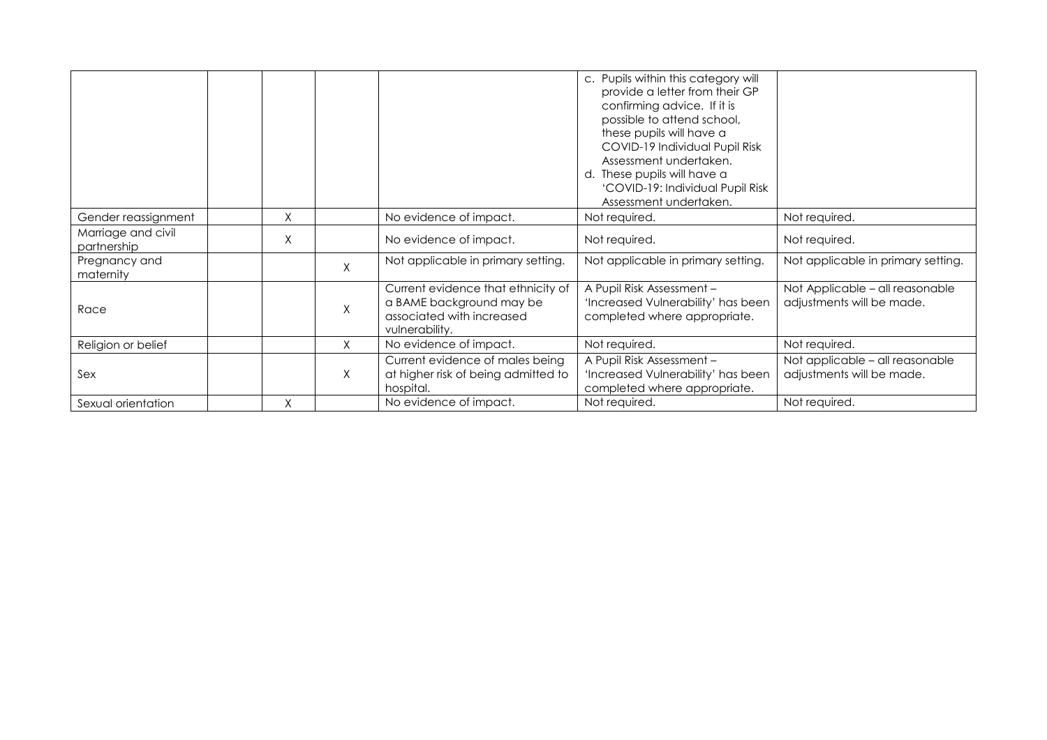| | | | | | | |
|---|---|---|---|---|---|---|
| | | | | | c. Pupils within this category will provide a letter from their GP confirming advice. If it is possible to attend school, these pupils will have a COVID-19 Individual Pupil Risk Assessment undertaken.<br>d. These pupils will have a 'COVID-19: Individual Pupil Risk Assessment undertaken. | |
| Gender reassignment | | X | | No evidence of impact. | Not required. | Not required. |
| Marriage and civil partnership | | X | | No evidence of impact. | Not required. | Not required. |
| Pregnancy and maternity | | | X | Not applicable in primary setting. | Not applicable in primary setting. | Not applicable in primary setting. |
| Race | | | X | Current evidence that ethnicity of a BAME background may be associated with increased vulnerability. | A Pupil Risk Assessment – 'Increased Vulnerability' has been completed where appropriate. | Not Applicable – all reasonable adjustments will be made. |
| Religion or belief | | | X | No evidence of impact. | Not required. | Not required. |
| Sex | | | X | Current evidence of males being at higher risk of being admitted to hospital. | A Pupil Risk Assessment – 'Increased Vulnerability' has been completed where appropriate. | Not applicable – all reasonable adjustments will be made. |
| Sexual orientation | | X | | No evidence of impact. | Not required. | Not required. |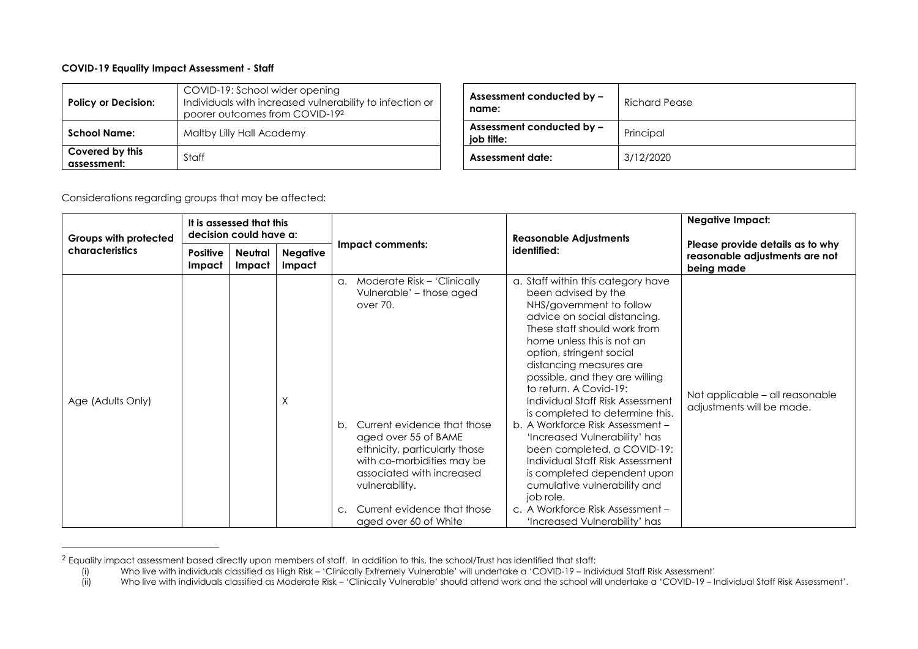**COVID-19 Equality Impact Assessment - Staff**

| Policy or Decision: | COVID-19: School wider opening<br>Individuals with increased vulnerability to infection or poorer outcomes from COVID-19[2] |
|---|---|
| School Name: | Maltby Lilly Hall Academy |
| Covered by this assessment: | Staff |

| Assessment conducted by – name: | Richard Pease |
|---|---|
| Assessment conducted by – job title: | Principal |
| Assessment date: | 3/12/2020 |

Considerations regarding groups that may be affected:

| Groups with protected characteristics | It is assessed that this decision could have a: | | | Impact comments: | Reasonable Adjustments identified: | Negative Impact: Please provide details as to why reasonable adjustments are not being made |
|---|---|---|---|---|---|---|
| | Positive Impact | Neutral Impact | Negative Impact | | | |
| Age (Adults Only) | | | X | a. Moderate Risk – 'Clinically Vulnerable' – those aged over 70.<br><br>b. Current evidence that those aged over 55 of BAME ethnicity, particularly those with co-morbidities may be associated with increased vulnerability.<br><br>c. Current evidence that those aged over 60 of White | a. Staff within this category have been advised by the NHS/government to follow advice on social distancing. These staff should work from home unless this is not an option, stringent social distancing measures are possible, and they are willing to return. A Covid-19: Individual Staff Risk Assessment is completed to determine this.<br><br>b. A Workforce Risk Assessment – 'Increased Vulnerability' has been completed, a COVID-19: Individual Staff Risk Assessment is completed dependent upon cumulative vulnerability and job role.<br><br>c. A Workforce Risk Assessment – 'Increased Vulnerability' has | Not applicable – all reasonable adjustments will be made. |

[2] Equality impact assessment based directly upon members of staff. In addition to this, the school/Trust has identified that staff:

(i) Who live with individuals classified as High Risk – 'Clinically Extremely Vulnerable' will undertake a 'COVID-19 – Individual Staff Risk Assessment'

(ii) Who live with individuals classified as Moderate Risk – 'Clinically Vulnerable' should attend work and the school will undertake a 'COVID-19 – Individual Staff Risk Assessment'.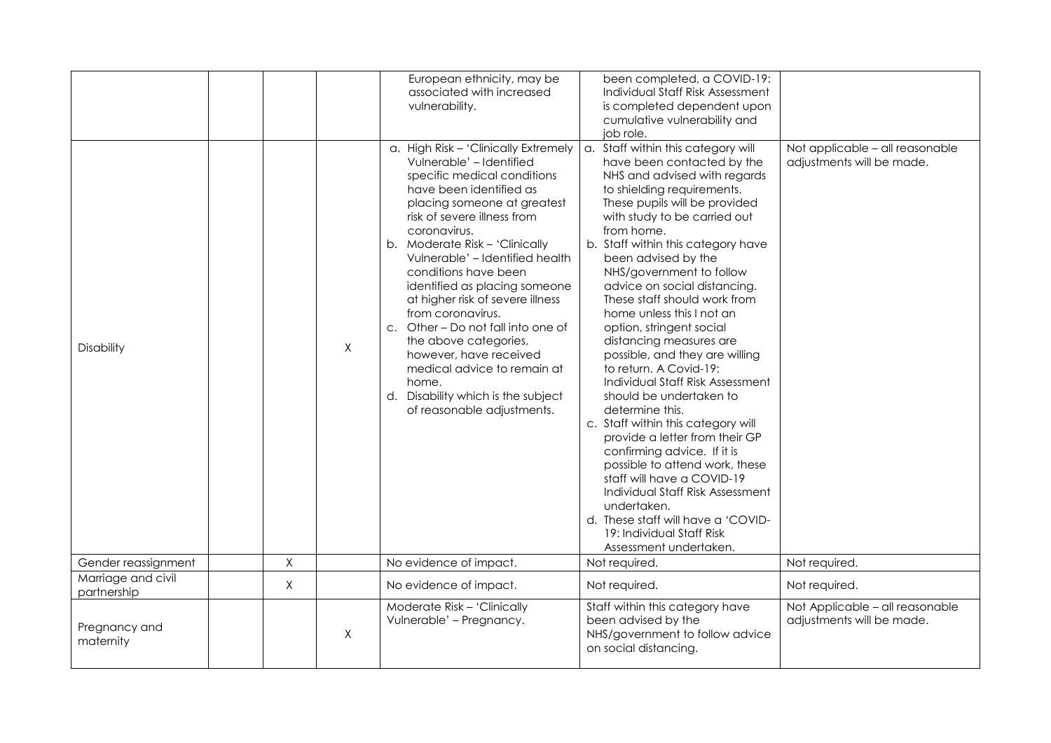| | | | | | | |
|---|---|---|---|---|---|---|
| | | | | European ethnicity, may be associated with increased vulnerability. | been completed, a COVID-19: Individual Staff Risk Assessment is completed dependent upon cumulative vulnerability and job role. | |
| Disability | | | X | a. High Risk – 'Clinically Extremely Vulnerable' – Identified specific medical conditions have been identified as placing someone at greatest risk of severe illness from coronavirus.<br>b. Moderate Risk – 'Clinically Vulnerable' – Identified health conditions have been identified as placing someone at higher risk of severe illness from coronavirus.<br>c. Other – Do not fall into one of the above categories, however, have received medical advice to remain at home.<br>d. Disability which is the subject of reasonable adjustments. | a. Staff within this category will have been contacted by the NHS and advised with regards to shielding requirements. These pupils will be provided with study to be carried out from home.<br>b. Staff within this category have been advised by the NHS/government to follow advice on social distancing. These staff should work from home unless this I not an option, stringent social distancing measures are possible, and they are willing to return. A Covid-19: Individual Staff Risk Assessment should be undertaken to determine this.<br>c. Staff within this category will provide a letter from their GP confirming advice. If it is possible to attend work, these staff will have a COVID-19 Individual Staff Risk Assessment undertaken.<br>d. These staff will have a 'COVID-19: Individual Staff Risk Assessment undertaken. | Not applicable – all reasonable adjustments will be made. |
| Gender reassignment | | X | | No evidence of impact. | Not required. | Not required. |
| Marriage and civil partnership | | X | | No evidence of impact. | Not required. | Not required. |
| Pregnancy and maternity | | | X | Moderate Risk – 'Clinically Vulnerable' – Pregnancy. | Staff within this category have been advised by the NHS/government to follow advice on social distancing. | Not Applicable – all reasonable adjustments will be made. |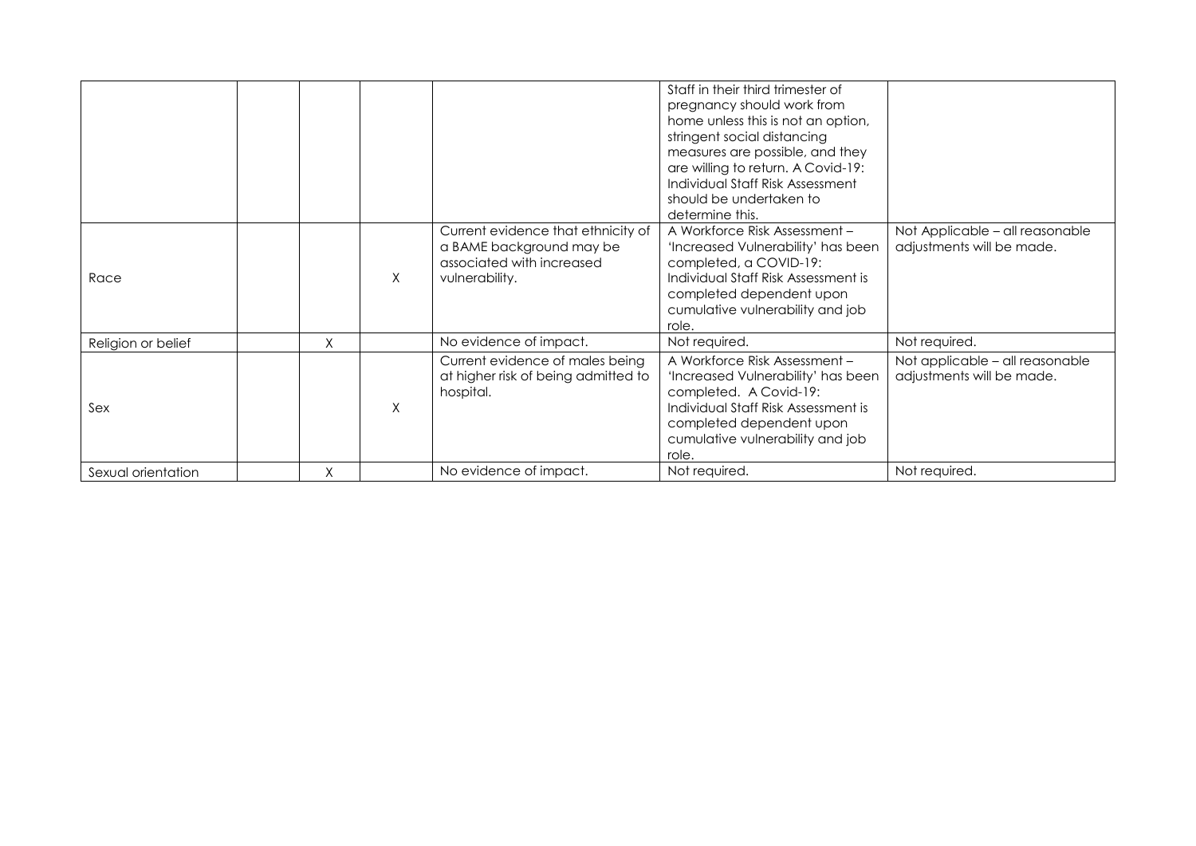| | | | | | | |
|---|---|---|---|---|---|---|
| | | | | | Staff in their third trimester of pregnancy should work from home unless this is not an option, stringent social distancing measures are possible, and they are willing to return. A Covid-19: Individual Staff Risk Assessment should be undertaken to determine this. | |
| Race | | | X | Current evidence that ethnicity of a BAME background may be associated with increased vulnerability. | A Workforce Risk Assessment – 'Increased Vulnerability' has been completed, a COVID-19: Individual Staff Risk Assessment is completed dependent upon cumulative vulnerability and job role. | Not Applicable – all reasonable adjustments will be made. |
| Religion or belief | | X | | No evidence of impact. | Not required. | Not required. |
| Sex | | | X | Current evidence of males being at higher risk of being admitted to hospital. | A Workforce Risk Assessment – 'Increased Vulnerability' has been completed. A Covid-19: Individual Staff Risk Assessment is completed dependent upon cumulative vulnerability and job role. | Not applicable – all reasonable adjustments will be made. |
| Sexual orientation | | X | | No evidence of impact. | Not required. | Not required. |